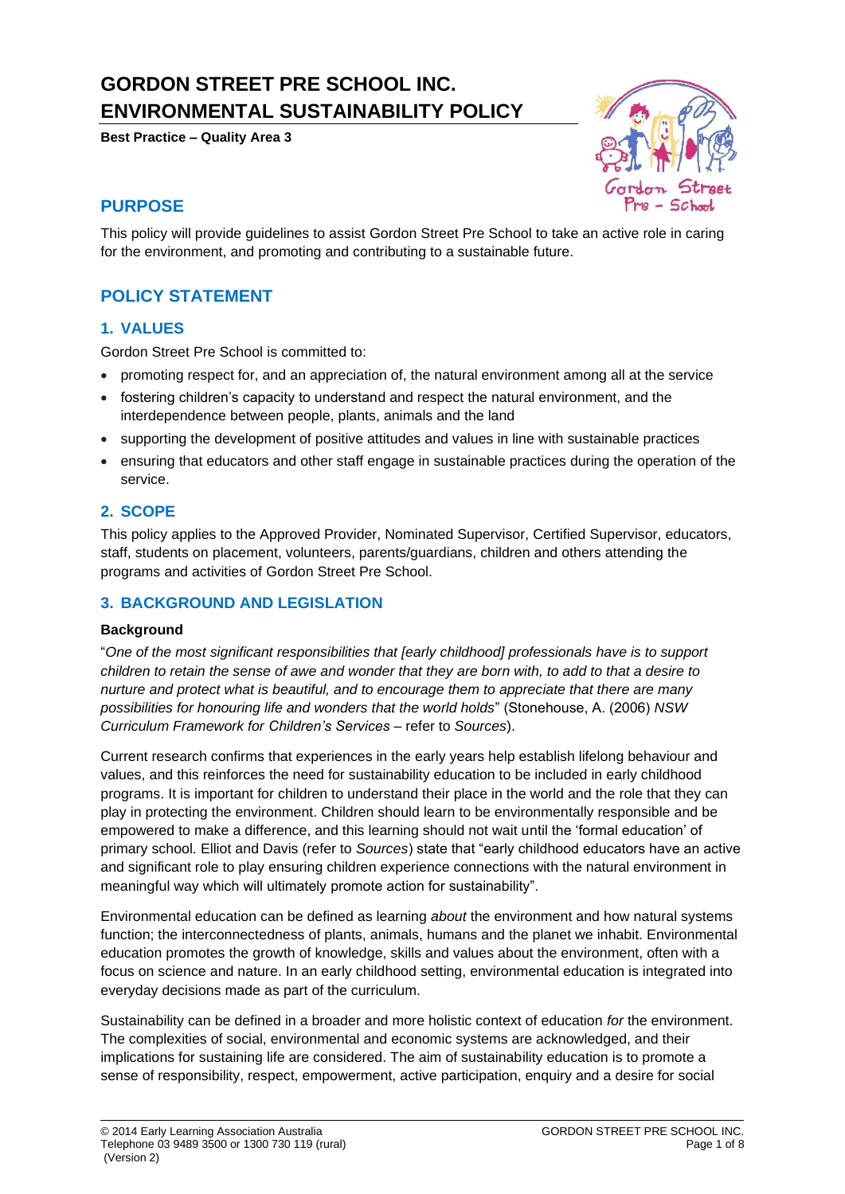# GORDON STREET PRE SCHOOL INC. ENVIRONMENTAL SUSTAINABILITY POLICY

**Best Practice – Quality Area 3**

## PURPOSE

This policy will provide guidelines to assist Gordon Street Pre School to take an active role in caring for the environment, and promoting and contributing to a sustainable future.

## POLICY STATEMENT

### 1. VALUES

Gordon Street Pre School is committed to:

- promoting respect for, and an appreciation of, the natural environment among all at the service
- fostering children's capacity to understand and respect the natural environment, and the interdependence between people, plants, animals and the land
- supporting the development of positive attitudes and values in line with sustainable practices
- ensuring that educators and other staff engage in sustainable practices during the operation of the service.

### 2. SCOPE

This policy applies to the Approved Provider, Nominated Supervisor, Certified Supervisor, educators, staff, students on placement, volunteers, parents/guardians, children and others attending the programs and activities of Gordon Street Pre School.

### 3. BACKGROUND AND LEGISLATION

**Background**

"*One of the most significant responsibilities that [early childhood] professionals have is to support children to retain the sense of awe and wonder that they are born with, to add to that a desire to nurture and protect what is beautiful, and to encourage them to appreciate that there are many possibilities for honouring life and wonders that the world holds*" (Stonehouse, A. (2006) *NSW Curriculum Framework for Children's Services* – refer to *Sources*).

Current research confirms that experiences in the early years help establish lifelong behaviour and values, and this reinforces the need for sustainability education to be included in early childhood programs. It is important for children to understand their place in the world and the role that they can play in protecting the environment. Children should learn to be environmentally responsible and be empowered to make a difference, and this learning should not wait until the 'formal education' of primary school. Elliot and Davis (refer to *Sources*) state that "early childhood educators have an active and significant role to play ensuring children experience connections with the natural environment in meaningful way which will ultimately promote action for sustainability".

Environmental education can be defined as learning *about* the environment and how natural systems function; the interconnectedness of plants, animals, humans and the planet we inhabit. Environmental education promotes the growth of knowledge, skills and values about the environment, often with a focus on science and nature. In an early childhood setting, environmental education is integrated into everyday decisions made as part of the curriculum.

Sustainability can be defined in a broader and more holistic context of education *for* the environment. The complexities of social, environmental and economic systems are acknowledged, and their implications for sustaining life are considered. The aim of sustainability education is to promote a sense of responsibility, respect, empowerment, active participation, enquiry and a desire for social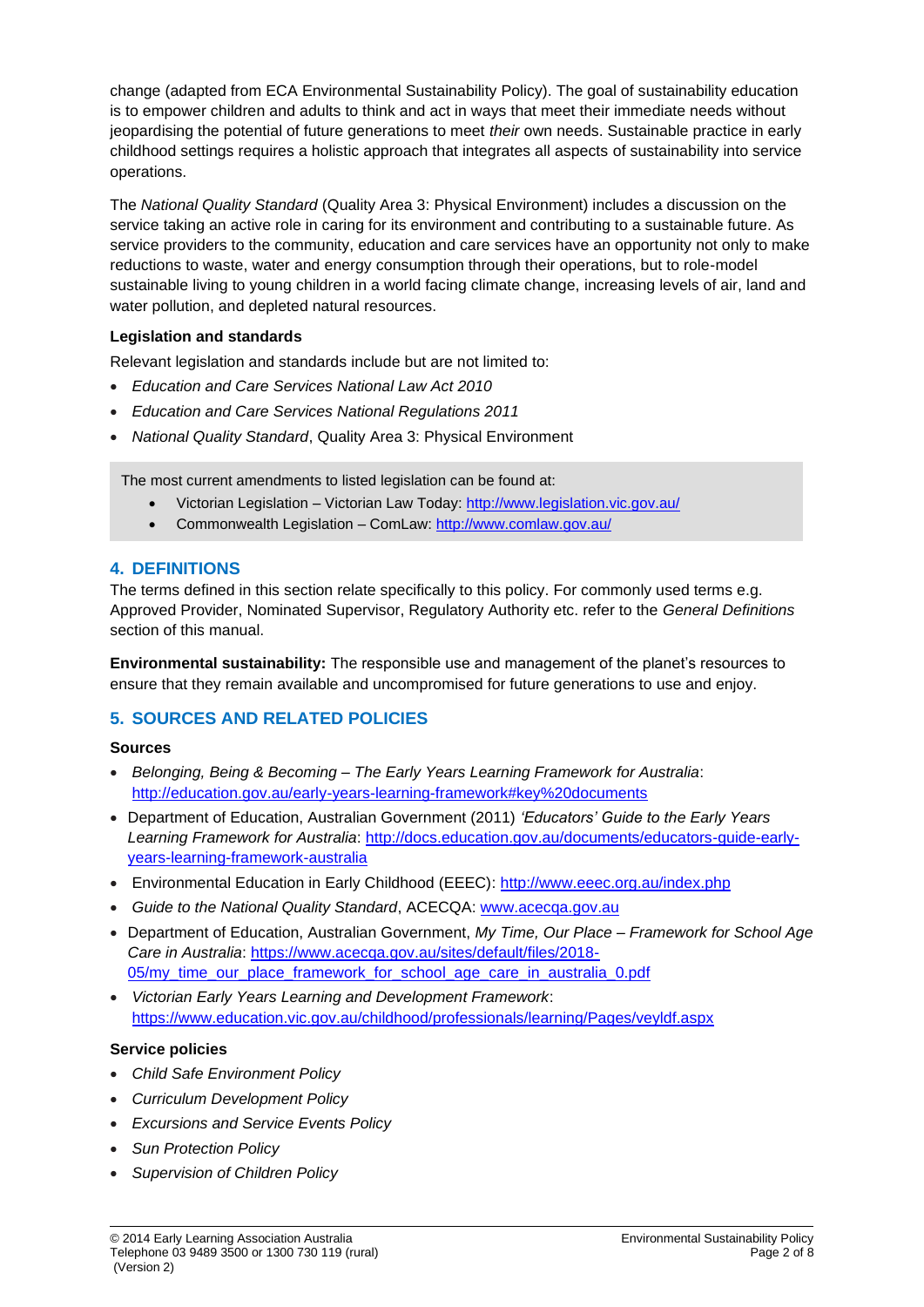change (adapted from ECA Environmental Sustainability Policy). The goal of sustainability education is to empower children and adults to think and act in ways that meet their immediate needs without jeopardising the potential of future generations to meet *their* own needs. Sustainable practice in early childhood settings requires a holistic approach that integrates all aspects of sustainability into service operations.

The *National Quality Standard* (Quality Area 3: Physical Environment) includes a discussion on the service taking an active role in caring for its environment and contributing to a sustainable future. As service providers to the community, education and care services have an opportunity not only to make reductions to waste, water and energy consumption through their operations, but to role-model sustainable living to young children in a world facing climate change, increasing levels of air, land and water pollution, and depleted natural resources.

**Legislation and standards**

Relevant legislation and standards include but are not limited to:

- *Education and Care Services National Law Act 2010*
- *Education and Care Services National Regulations 2011*
- *National Quality Standard*, Quality Area 3: Physical Environment

The most current amendments to listed legislation can be found at:

- Victorian Legislation – Victorian Law Today: http://www.legislation.vic.gov.au/
- Commonwealth Legislation – ComLaw: http://www.comlaw.gov.au/

## 4. DEFINITIONS

The terms defined in this section relate specifically to this policy. For commonly used terms e.g. Approved Provider, Nominated Supervisor, Regulatory Authority etc. refer to the *General Definitions* section of this manual.

**Environmental sustainability:** The responsible use and management of the planet's resources to ensure that they remain available and uncompromised for future generations to use and enjoy.

## 5. SOURCES AND RELATED POLICIES

**Sources**

- *Belonging, Being & Becoming – The Early Years Learning Framework for Australia*: http://education.gov.au/early-years-learning-framework#key%20documents
- Department of Education, Australian Government (2011) *'Educators' Guide to the Early Years Learning Framework for Australia*: http://docs.education.gov.au/documents/educators-guide-early-years-learning-framework-australia
- Environmental Education in Early Childhood (EEEC): http://www.eeec.org.au/index.php
- *Guide to the National Quality Standard*, ACECQA: www.acecqa.gov.au
- Department of Education, Australian Government, *My Time, Our Place – Framework for School Age Care in Australia*: https://www.acecqa.gov.au/sites/default/files/2018-05/my_time_our_place_framework_for_school_age_care_in_australia_0.pdf
- *Victorian Early Years Learning and Development Framework*: https://www.education.vic.gov.au/childhood/professionals/learning/Pages/veyldf.aspx

**Service policies**

- *Child Safe Environment Policy*
- *Curriculum Development Policy*
- *Excursions and Service Events Policy*
- *Sun Protection Policy*
- *Supervision of Children Policy*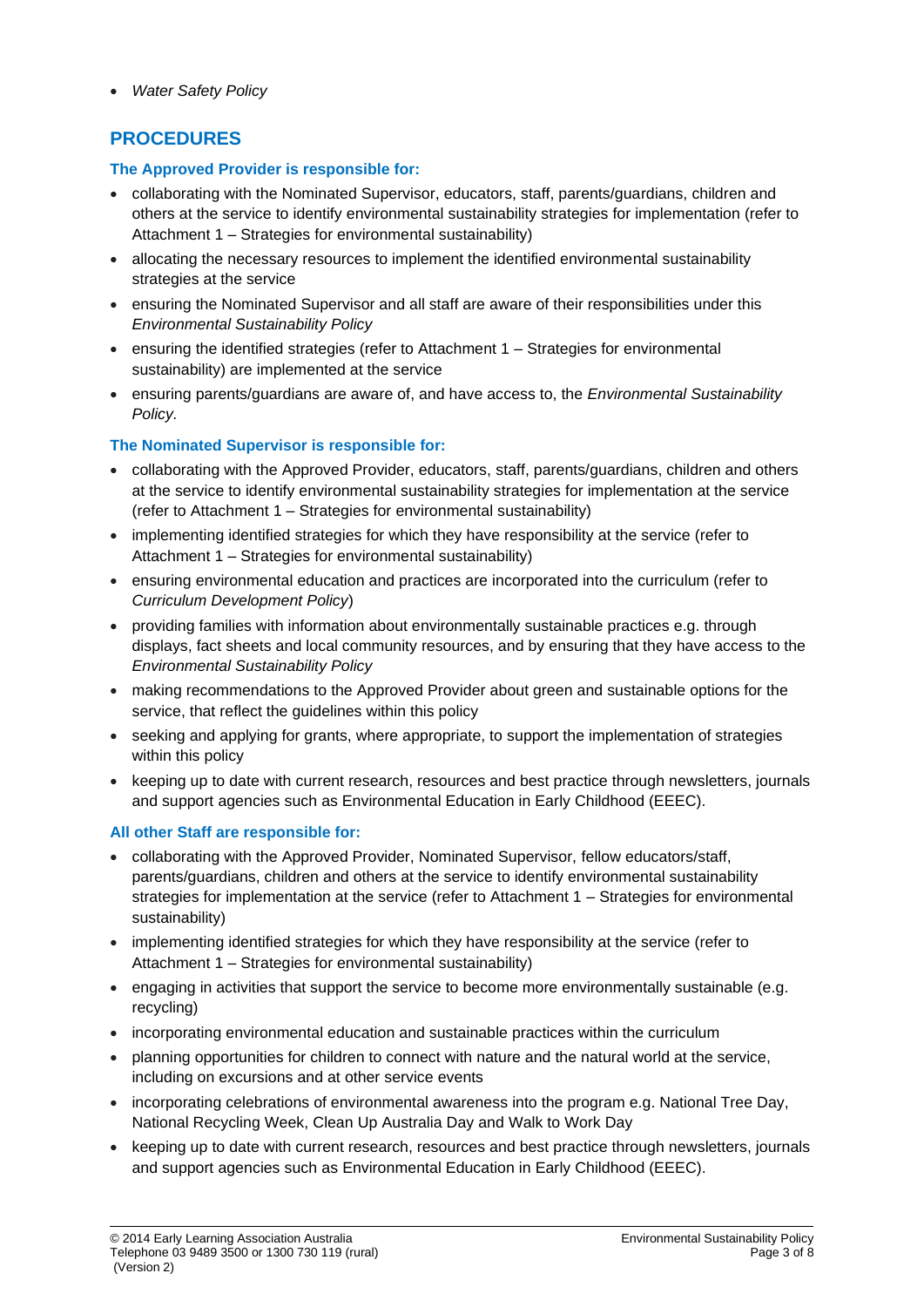- *Water Safety Policy*

## PROCEDURES

### The Approved Provider is responsible for:

- collaborating with the Nominated Supervisor, educators, staff, parents/guardians, children and others at the service to identify environmental sustainability strategies for implementation (refer to Attachment 1 – Strategies for environmental sustainability)
- allocating the necessary resources to implement the identified environmental sustainability strategies at the service
- ensuring the Nominated Supervisor and all staff are aware of their responsibilities under this *Environmental Sustainability Policy*
- ensuring the identified strategies (refer to Attachment 1 – Strategies for environmental sustainability) are implemented at the service
- ensuring parents/guardians are aware of, and have access to, the *Environmental Sustainability Policy.*

### The Nominated Supervisor is responsible for:

- collaborating with the Approved Provider, educators, staff, parents/guardians, children and others at the service to identify environmental sustainability strategies for implementation at the service (refer to Attachment 1 – Strategies for environmental sustainability)
- implementing identified strategies for which they have responsibility at the service (refer to Attachment 1 – Strategies for environmental sustainability)
- ensuring environmental education and practices are incorporated into the curriculum (refer to *Curriculum Development Policy*)
- providing families with information about environmentally sustainable practices e.g. through displays, fact sheets and local community resources, and by ensuring that they have access to the *Environmental Sustainability Policy*
- making recommendations to the Approved Provider about green and sustainable options for the service, that reflect the guidelines within this policy
- seeking and applying for grants, where appropriate, to support the implementation of strategies within this policy
- keeping up to date with current research, resources and best practice through newsletters, journals and support agencies such as Environmental Education in Early Childhood (EEEC).

### All other Staff are responsible for:

- collaborating with the Approved Provider, Nominated Supervisor, fellow educators/staff, parents/guardians, children and others at the service to identify environmental sustainability strategies for implementation at the service (refer to Attachment 1 – Strategies for environmental sustainability)
- implementing identified strategies for which they have responsibility at the service (refer to Attachment 1 – Strategies for environmental sustainability)
- engaging in activities that support the service to become more environmentally sustainable (e.g. recycling)
- incorporating environmental education and sustainable practices within the curriculum
- planning opportunities for children to connect with nature and the natural world at the service, including on excursions and at other service events
- incorporating celebrations of environmental awareness into the program e.g. National Tree Day, National Recycling Week, Clean Up Australia Day and Walk to Work Day
- keeping up to date with current research, resources and best practice through newsletters, journals and support agencies such as Environmental Education in Early Childhood (EEEC).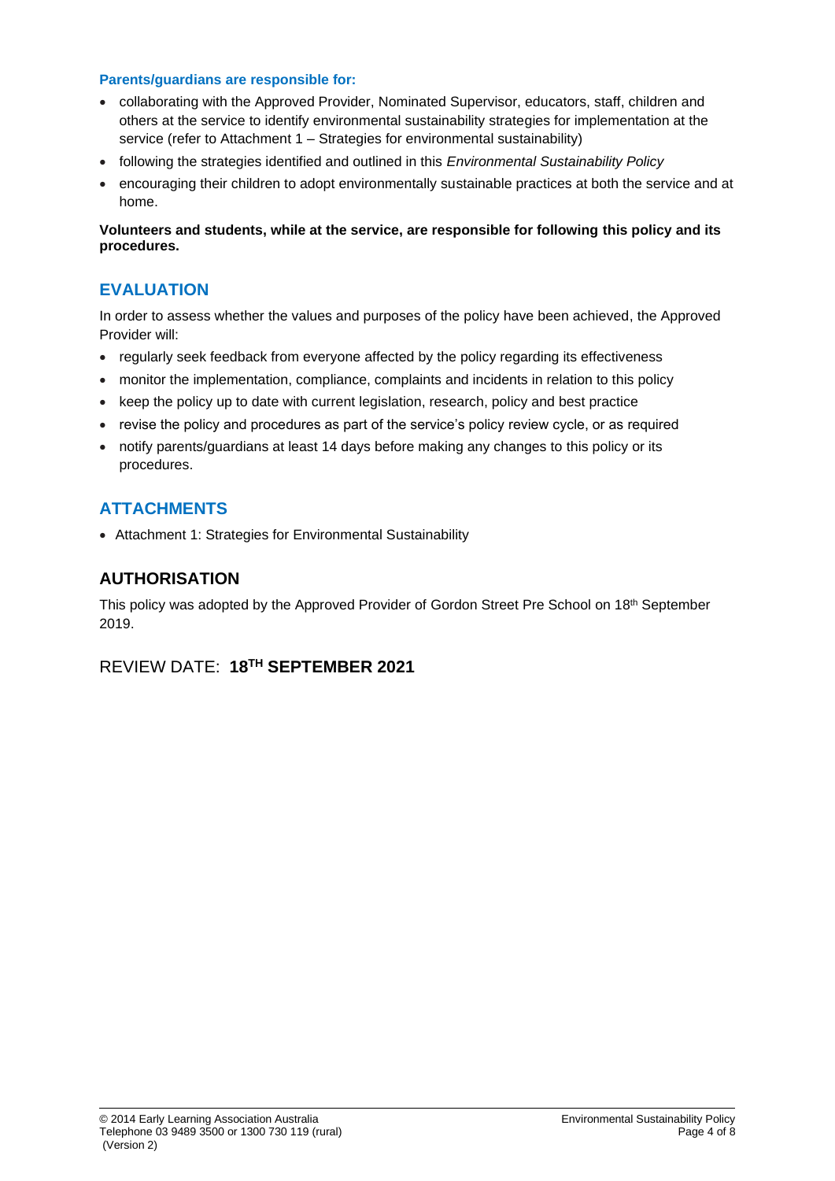**Parents/guardians are responsible for:**

- collaborating with the Approved Provider, Nominated Supervisor, educators, staff, children and others at the service to identify environmental sustainability strategies for implementation at the service (refer to Attachment 1 – Strategies for environmental sustainability)
- following the strategies identified and outlined in this *Environmental Sustainability Policy*
- encouraging their children to adopt environmentally sustainable practices at both the service and at home.

**Volunteers and students, while at the service, are responsible for following this policy and its procedures.**

## EVALUATION

In order to assess whether the values and purposes of the policy have been achieved, the Approved Provider will:

- regularly seek feedback from everyone affected by the policy regarding its effectiveness
- monitor the implementation, compliance, complaints and incidents in relation to this policy
- keep the policy up to date with current legislation, research, policy and best practice
- revise the policy and procedures as part of the service's policy review cycle, or as required
- notify parents/guardians at least 14 days before making any changes to this policy or its procedures.

## ATTACHMENTS

- Attachment 1: Strategies for Environmental Sustainability

## AUTHORISATION

This policy was adopted by the Approved Provider of Gordon Street Pre School on 18th September 2019.

REVIEW DATE: **18TH SEPTEMBER 2021**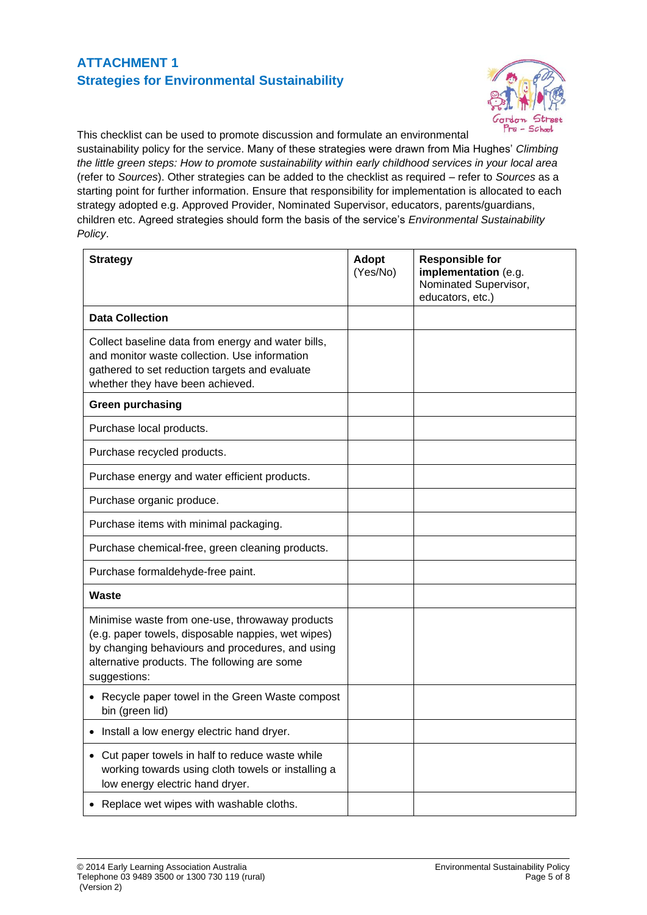## ATTACHMENT 1
## Strategies for Environmental Sustainability

This checklist can be used to promote discussion and formulate an environmental sustainability policy for the service. Many of these strategies were drawn from Mia Hughes' *Climbing the little green steps: How to promote sustainability within early childhood services in your local area* (refer to *Sources*). Other strategies can be added to the checklist as required – refer to *Sources* as a starting point for further information. Ensure that responsibility for implementation is allocated to each strategy adopted e.g. Approved Provider, Nominated Supervisor, educators, parents/guardians, children etc. Agreed strategies should form the basis of the service's *Environmental Sustainability Policy*.

| **Strategy** | **Adopt** (Yes/No) | **Responsible for implementation** (e.g. Nominated Supervisor, educators, etc.) |
|---|---|---|
| **Data Collection** | | |
| Collect baseline data from energy and water bills, and monitor waste collection. Use information gathered to set reduction targets and evaluate whether they have been achieved. | | |
| **Green purchasing** | | |
| Purchase local products. | | |
| Purchase recycled products. | | |
| Purchase energy and water efficient products. | | |
| Purchase organic produce. | | |
| Purchase items with minimal packaging. | | |
| Purchase chemical-free, green cleaning products. | | |
| Purchase formaldehyde-free paint. | | |
| **Waste** | | |
| Minimise waste from one-use, throwaway products (e.g. paper towels, disposable nappies, wet wipes) by changing behaviours and procedures, and using alternative products. The following are some suggestions: | | |
| • Recycle paper towel in the Green Waste compost bin (green lid) | | |
| • Install a low energy electric hand dryer. | | |
| • Cut paper towels in half to reduce waste while working towards using cloth towels or installing a low energy electric hand dryer. | | |
| • Replace wet wipes with washable cloths. | | |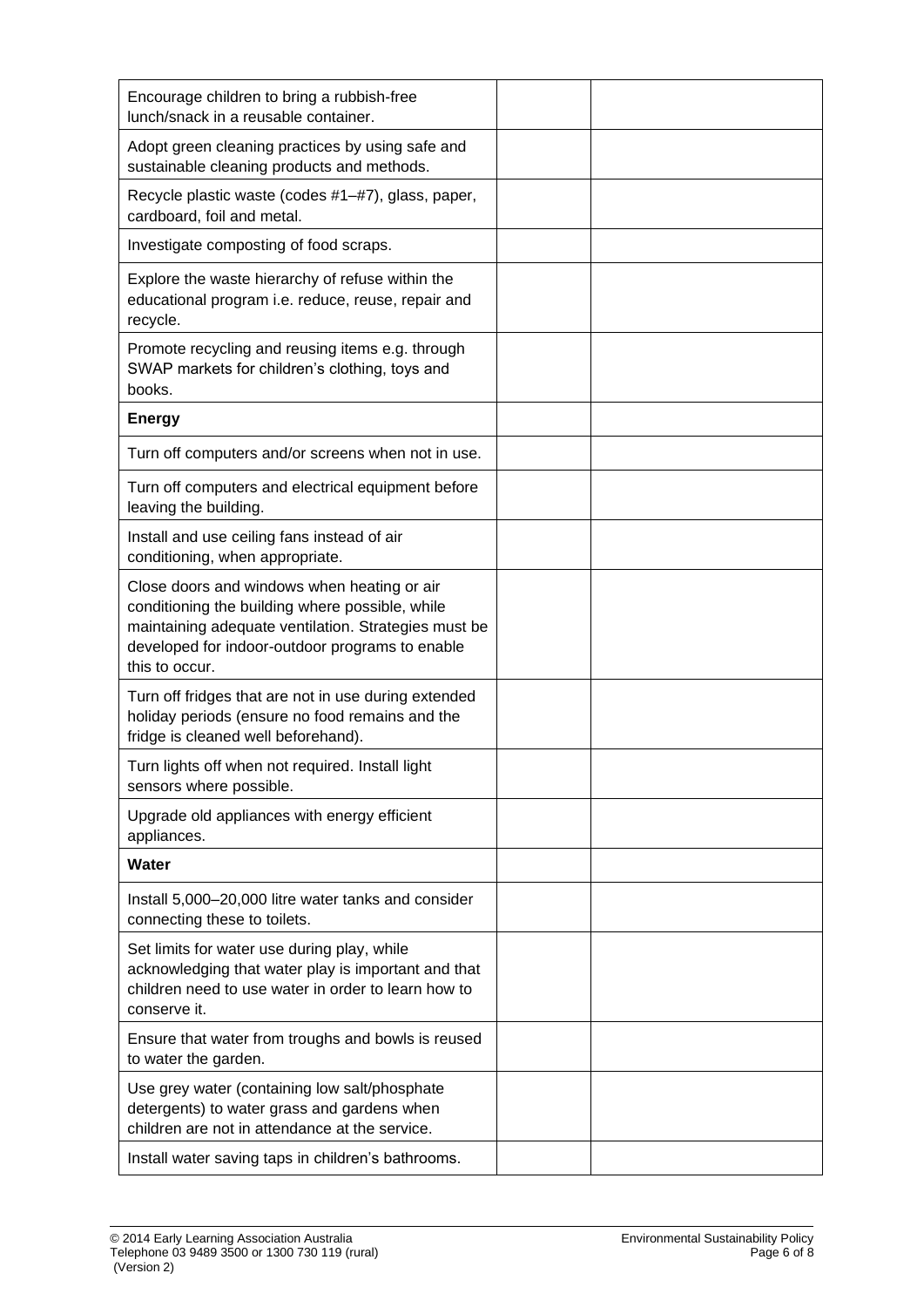| | | |
|---|---|---|
| Encourage children to bring a rubbish-free lunch/snack in a reusable container. | | |
| Adopt green cleaning practices by using safe and sustainable cleaning products and methods. | | |
| Recycle plastic waste (codes #1–#7), glass, paper, cardboard, foil and metal. | | |
| Investigate composting of food scraps. | | |
| Explore the waste hierarchy of refuse within the educational program i.e. reduce, reuse, repair and recycle. | | |
| Promote recycling and reusing items e.g. through SWAP markets for children's clothing, toys and books. | | |
| **Energy** | | |
| Turn off computers and/or screens when not in use. | | |
| Turn off computers and electrical equipment before leaving the building. | | |
| Install and use ceiling fans instead of air conditioning, when appropriate. | | |
| Close doors and windows when heating or air conditioning the building where possible, while maintaining adequate ventilation. Strategies must be developed for indoor-outdoor programs to enable this to occur. | | |
| Turn off fridges that are not in use during extended holiday periods (ensure no food remains and the fridge is cleaned well beforehand). | | |
| Turn lights off when not required. Install light sensors where possible. | | |
| Upgrade old appliances with energy efficient appliances. | | |
| **Water** | | |
| Install 5,000–20,000 litre water tanks and consider connecting these to toilets. | | |
| Set limits for water use during play, while acknowledging that water play is important and that children need to use water in order to learn how to conserve it. | | |
| Ensure that water from troughs and bowls is reused to water the garden. | | |
| Use grey water (containing low salt/phosphate detergents) to water grass and gardens when children are not in attendance at the service. | | |
| Install water saving taps in children's bathrooms. | | |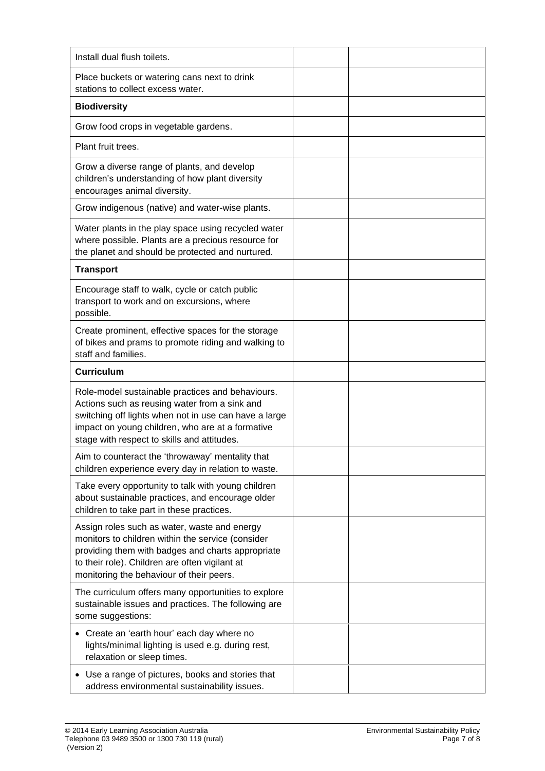| | | |
|---|---|---|
| Install dual flush toilets. | | |
| Place buckets or watering cans next to drink stations to collect excess water. | | |
| **Biodiversity** | | |
| Grow food crops in vegetable gardens. | | |
| Plant fruit trees. | | |
| Grow a diverse range of plants, and develop children's understanding of how plant diversity encourages animal diversity. | | |
| Grow indigenous (native) and water-wise plants. | | |
| Water plants in the play space using recycled water where possible. Plants are a precious resource for the planet and should be protected and nurtured. | | |
| **Transport** | | |
| Encourage staff to walk, cycle or catch public transport to work and on excursions, where possible. | | |
| Create prominent, effective spaces for the storage of bikes and prams to promote riding and walking to staff and families. | | |
| **Curriculum** | | |
| Role-model sustainable practices and behaviours. Actions such as reusing water from a sink and switching off lights when not in use can have a large impact on young children, who are at a formative stage with respect to skills and attitudes. | | |
| Aim to counteract the 'throwaway' mentality that children experience every day in relation to waste. | | |
| Take every opportunity to talk with young children about sustainable practices, and encourage older children to take part in these practices. | | |
| Assign roles such as water, waste and energy monitors to children within the service (consider providing them with badges and charts appropriate to their role). Children are often vigilant at monitoring the behaviour of their peers. | | |
| The curriculum offers many opportunities to explore sustainable issues and practices. The following are some suggestions: | | |
| • Create an 'earth hour' each day where no lights/minimal lighting is used e.g. during rest, relaxation or sleep times. | | |
| • Use a range of pictures, books and stories that address environmental sustainability issues. | | |

© 2014 Early Learning Association Australia
Telephone 03 9489 3500 or 1300 730 119 (rural)
(Version 2)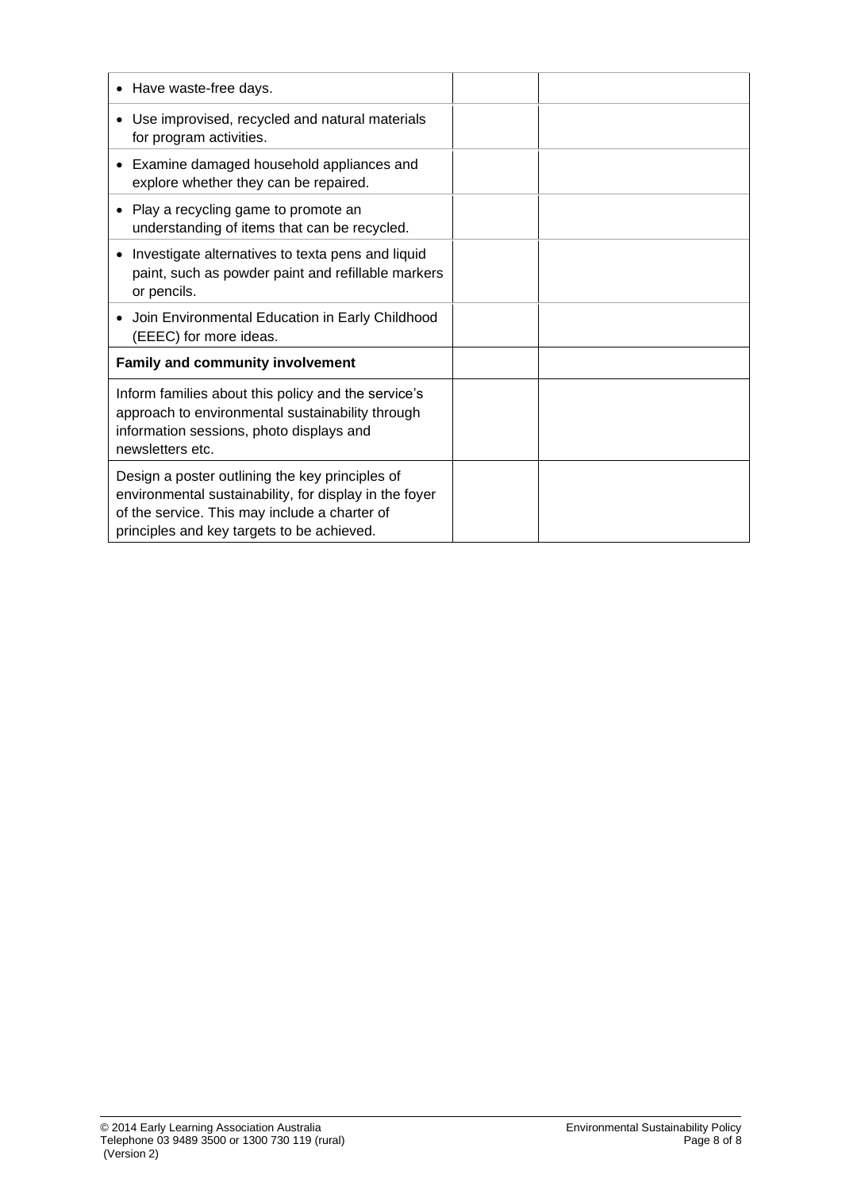| | | |
|---|---|---|
| • Have waste-free days. | | |
| • Use improvised, recycled and natural materials for program activities. | | |
| • Examine damaged household appliances and explore whether they can be repaired. | | |
| • Play a recycling game to promote an understanding of items that can be recycled. | | |
| • Investigate alternatives to texta pens and liquid paint, such as powder paint and refillable markers or pencils. | | |
| • Join Environmental Education in Early Childhood (EEEC) for more ideas. | | |
| **Family and community involvement** | | |
| Inform families about this policy and the service's approach to environmental sustainability through information sessions, photo displays and newsletters etc. | | |
| Design a poster outlining the key principles of environmental sustainability, for display in the foyer of the service. This may include a charter of principles and key targets to be achieved. | | |